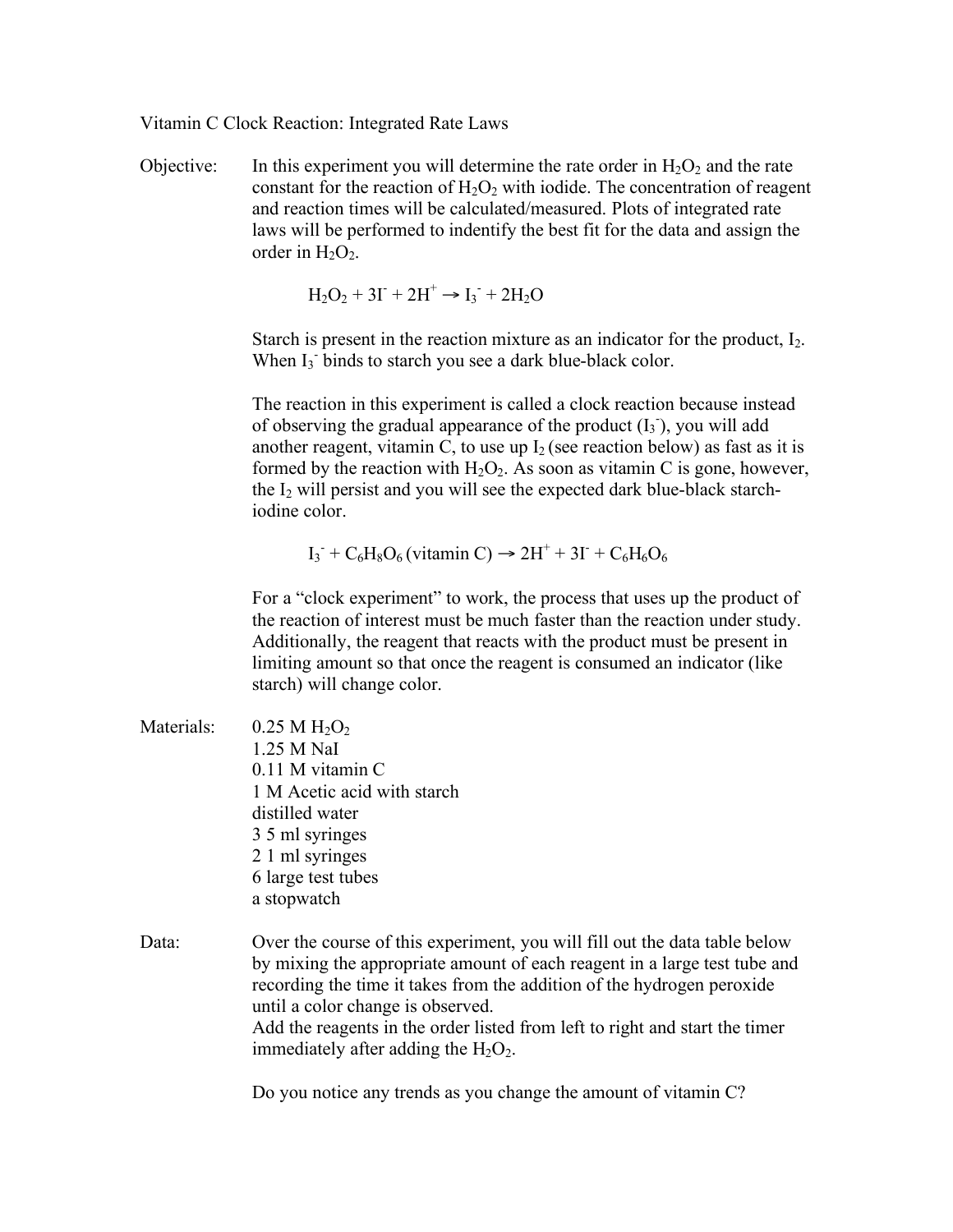# Vitamin C Clock Reaction: Integrated Rate Laws

**Objective:** In this experiment you will determine the rate order in $H_2O_2$ and the rate constant for the reaction of $H_2O_2$ with iodide. The concentration of reagent and reaction times will be calculated/measured. Plots of integrated rate laws will be performed to indentify the best fit for the data and assign the order in $H_2O_2$.

$$H_2O_2 + 3I^- + 2H^+ \rightarrow I_3^- + 2H_2O$$

Starch is present in the reaction mixture as an indicator for the product, $I_2$. When $I_3^-$ binds to starch you see a dark blue-black color.

The reaction in this experiment is called a clock reaction because instead of observing the gradual appearance of the product ($I_3^-$), you will add another reagent, vitamin C, to use up $I_2$ (see reaction below) as fast as it is formed by the reaction with $H_2O_2$. As soon as vitamin C is gone, however, the $I_2$ will persist and you will see the expected dark blue-black starch-iodine color.

$$I_3^- + C_6H_8O_6 \text{ (vitamin C)} \rightarrow 2H^+ + 3I^- + C_6H_6O_6$$

For a "clock experiment" to work, the process that uses up the product of the reaction of interest must be much faster than the reaction under study. Additionally, the reagent that reacts with the product must be present in limiting amount so that once the reagent is consumed an indicator (like starch) will change color.

**Materials:**

- 0.25 M $H_2O_2$
- 1.25 M NaI
- 0.11 M vitamin C
- 1 M Acetic acid with starch
- distilled water
- 3 5 ml syringes
- 2 1 ml syringes
- 6 large test tubes
- a stopwatch

**Data:** Over the course of this experiment, you will fill out the data table below by mixing the appropriate amount of each reagent in a large test tube and recording the time it takes from the addition of the hydrogen peroxide until a color change is observed.
Add the reagents in the order listed from left to right and start the timer immediately after adding the $H_2O_2$.

Do you notice any trends as you change the amount of vitamin C?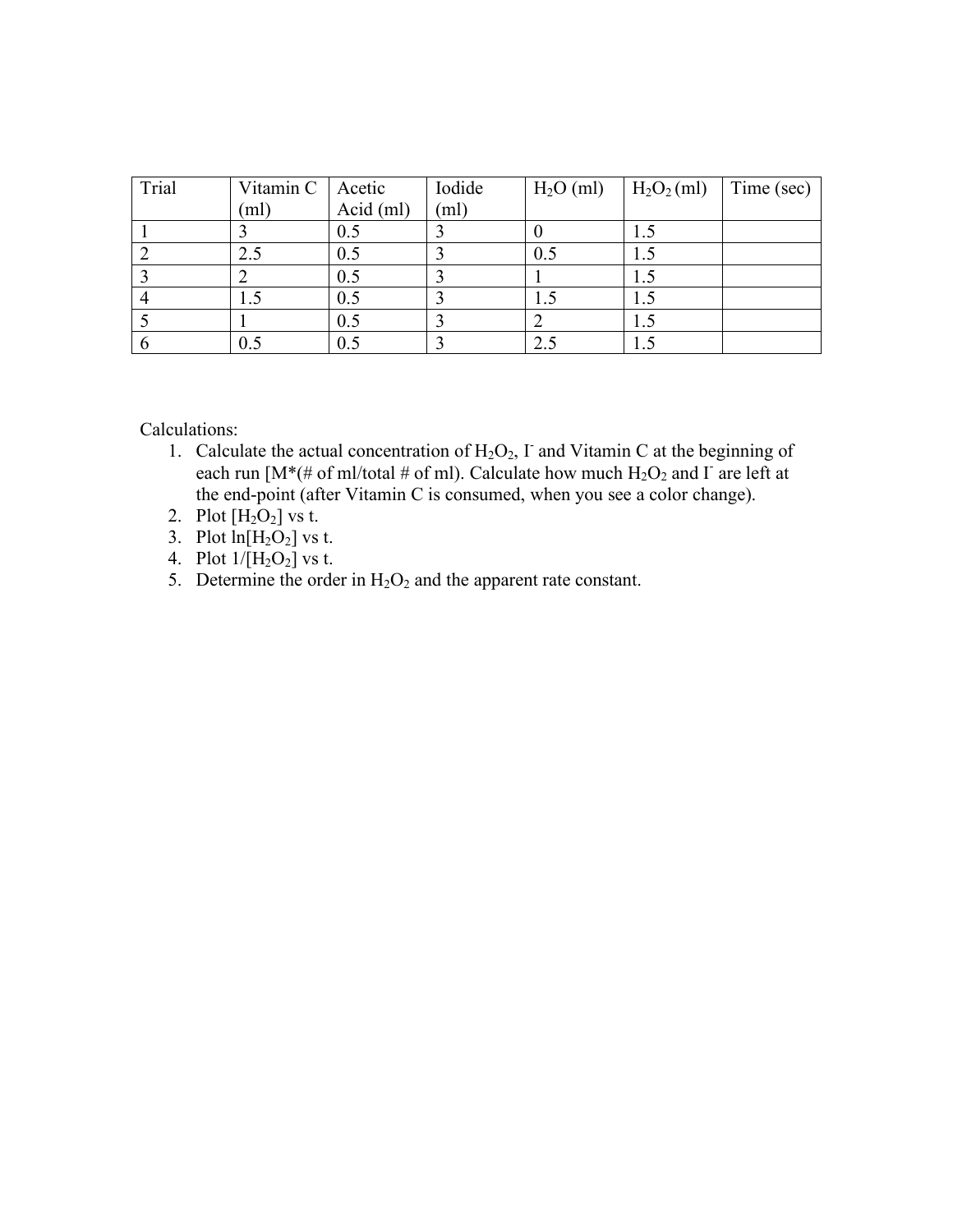| Trial | Vitamin C (ml) | Acetic Acid (ml) | Iodide (ml) | $H_2O$ (ml) | $H_2O_2$ (ml) | Time (sec) |
|---|---|---|---|---|---|---|
| 1 | 3 | 0.5 | 3 | 0 | 1.5 | |
| 2 | 2.5 | 0.5 | 3 | 0.5 | 1.5 | |
| 3 | 2 | 0.5 | 3 | 1 | 1.5 | |
| 4 | 1.5 | 0.5 | 3 | 1.5 | 1.5 | |
| 5 | 1 | 0.5 | 3 | 2 | 1.5 | |
| 6 | 0.5 | 0.5 | 3 | 2.5 | 1.5 | |

Calculations:

1. Calculate the actual concentration of $H_2O_2$, $I^-$ and Vitamin C at the beginning of each run [M*(# of ml/total # of ml). Calculate how much $H_2O_2$ and $I^-$ are left at the end-point (after Vitamin C is consumed, when you see a color change).
2. Plot $[H_2O_2]$ vs t.
3. Plot $\ln[H_2O_2]$ vs t.
4. Plot $1/[H_2O_2]$ vs t.
5. Determine the order in $H_2O_2$ and the apparent rate constant.